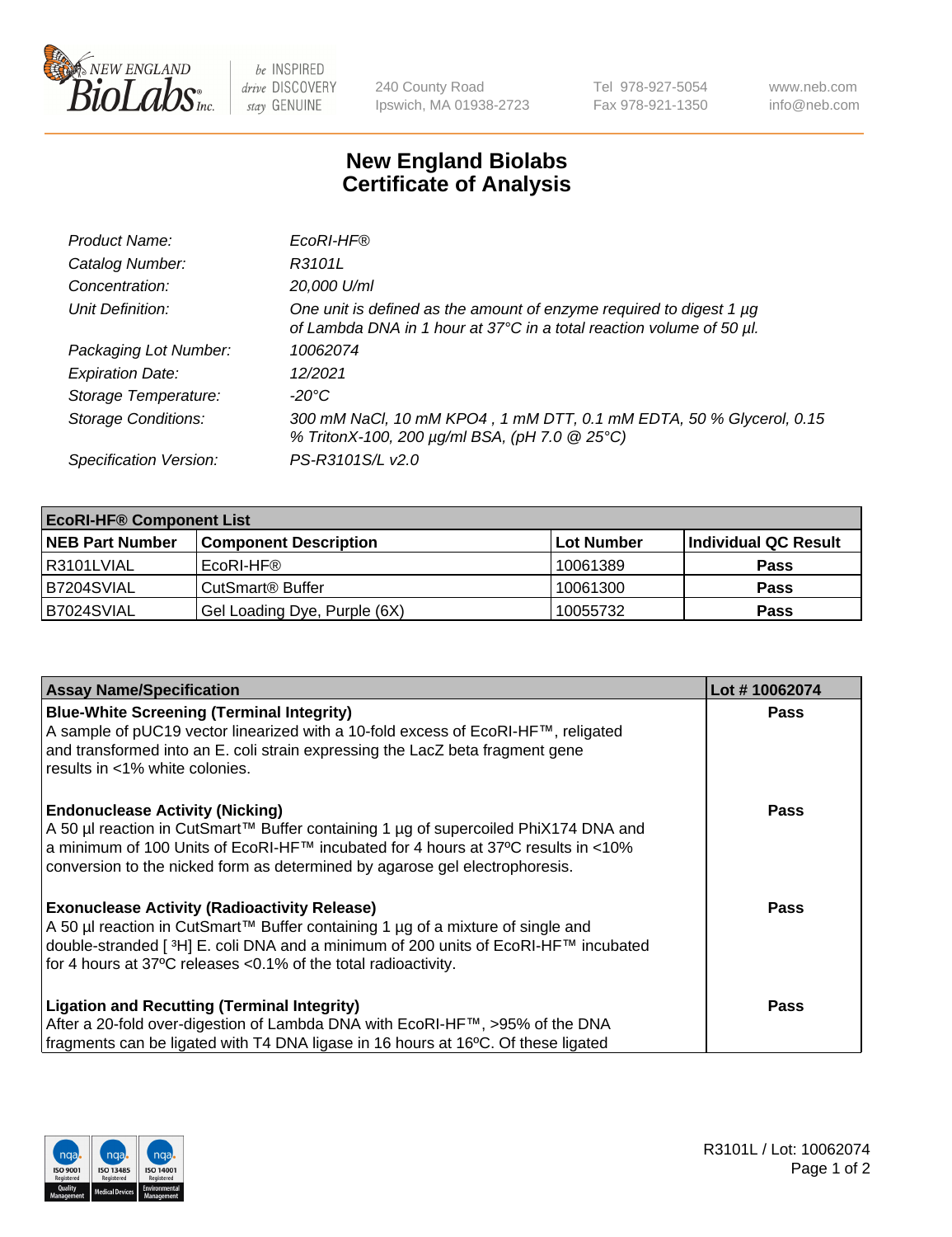# New England Biolabs
# Certificate of Analysis

| | |
|---|---|
| *Product Name:* | *EcoRI-HF®* |
| *Catalog Number:* | *R3101L* |
| *Concentration:* | *20,000 U/ml* |
| *Unit Definition:* | *One unit is defined as the amount of enzyme required to digest 1 µg of Lambda DNA in 1 hour at 37°C in a total reaction volume of 50 µl.* |
| *Packaging Lot Number:* | *10062074* |
| *Expiration Date:* | *12/2021* |
| *Storage Temperature:* | *-20°C* |
| *Storage Conditions:* | *300 mM NaCl, 10 mM KPO4 , 1 mM DTT, 0.1 mM EDTA, 50 % Glycerol, 0.15 % TritonX-100, 200 µg/ml BSA, (pH 7.0 @ 25°C)* |
| *Specification Version:* | *PS-R3101S/L v2.0* |

| **EcoRI-HF® Component List** | | | |
|---|---|---|---|
| **NEB Part Number** | **Component Description** | **Lot Number** | **Individual QC Result** |
| R3101LVIAL | EcoRI-HF® | 10061389 | **Pass** |
| B7204SVIAL | CutSmart® Buffer | 10061300 | **Pass** |
| B7024SVIAL | Gel Loading Dye, Purple (6X) | 10055732 | **Pass** |

| **Assay Name/Specification** | **Lot # 10062074** |
|---|---|
| **Blue-White Screening (Terminal Integrity)**<br>A sample of pUC19 vector linearized with a 10-fold excess of EcoRI-HF™, religated and transformed into an E. coli strain expressing the LacZ beta fragment gene results in <1% white colonies. | **Pass** |
| **Endonuclease Activity (Nicking)**<br>A 50 µl reaction in CutSmart™ Buffer containing 1 µg of supercoiled PhiX174 DNA and a minimum of 100 Units of EcoRI-HF™ incubated for 4 hours at 37ºC results in <10% conversion to the nicked form as determined by agarose gel electrophoresis. | **Pass** |
| **Exonuclease Activity (Radioactivity Release)**<br>A 50 µl reaction in CutSmart™ Buffer containing 1 µg of a mixture of single and double-stranded [ $^3$H] E. coli DNA and a minimum of 200 units of EcoRI-HF™ incubated for 4 hours at 37ºC releases <0.1% of the total radioactivity. | **Pass** |
| **Ligation and Recutting (Terminal Integrity)**<br>After a 20-fold over-digestion of Lambda DNA with EcoRI-HF™, >95% of the DNA fragments can be ligated with T4 DNA ligase in 16 hours at 16ºC. Of these ligated | **Pass** |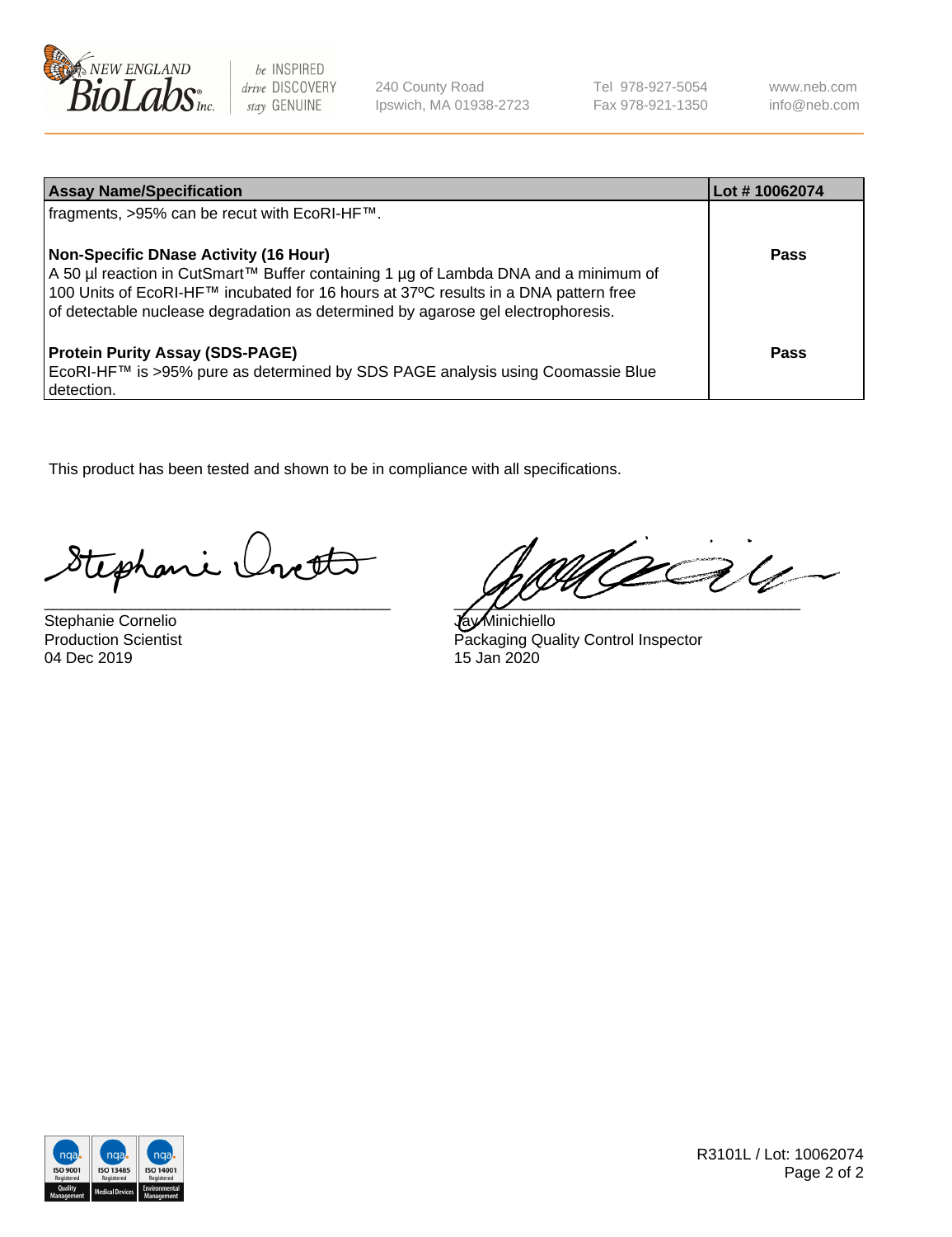240 County Road
Ipswich, MA 01938-2723

Tel 978-927-5054
Fax 978-921-1350

www.neb.com
info@neb.com

| Assay Name/Specification | Lot # 10062074 |
| --- | --- |
| fragments, >95% can be recut with EcoRI-HF™. | |
| **Non-Specific DNase Activity (16 Hour)**<br>A 50 µl reaction in CutSmart™ Buffer containing 1 µg of Lambda DNA and a minimum of 100 Units of EcoRI-HF™ incubated for 16 hours at 37ºC results in a DNA pattern free of detectable nuclease degradation as determined by agarose gel electrophoresis. | **Pass** |
| **Protein Purity Assay (SDS-PAGE)**<br>EcoRI-HF™ is >95% pure as determined by SDS PAGE analysis using Coomassie Blue detection. | **Pass** |

This product has been tested and shown to be in compliance with all specifications.

Stephanie Cornelio
Production Scientist
04 Dec 2019

Jay Minichiello
Packaging Quality Control Inspector
15 Jan 2020

R3101L / Lot: 10062074